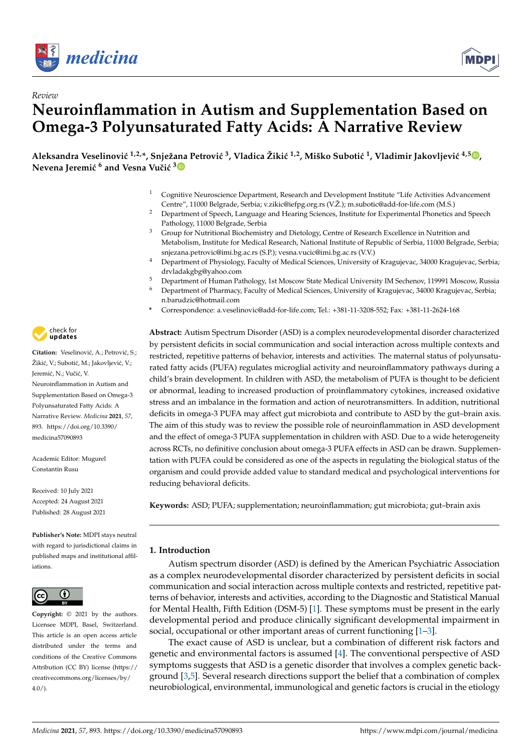*Review*

# Neuroinflammation in Autism and Supplementation Based on Omega-3 Polyunsaturated Fatty Acids: A Narrative Review

**Aleksandra Veselinović [1,2,*], Snježana Petrović [3], Vladica Žikić [1,2], Miško Subotić [1], Vladimir Jakovljević [4,5], Nevena Jeremić [6] and Vesna Vučić [3]**

[1] Cognitive Neuroscience Department, Research and Development Institute "Life Activities Advancement Centre", 11000 Belgrade, Serbia; v.zikic@iefpg.org.rs (V.Ž.); m.subotic@add-for-life.com (M.S.)

[2] Department of Speech, Language and Hearing Sciences, Institute for Experimental Phonetics and Speech Pathology, 11000 Belgrade, Serbia

[3] Group for Nutritional Biochemistry and Dietology, Centre of Research Excellence in Nutrition and Metabolism, Institute for Medical Research, National Institute of Republic of Serbia, 11000 Belgrade, Serbia; snjezana.petrovic@imi.bg.ac.rs (S.P.); vesna.vucic@imi.bg.ac.rs (V.V.)

[4] Department of Physiology, Faculty of Medical Sciences, University of Kragujevac, 34000 Kragujevac, Serbia; drvladakgbg@yahoo.com

[5] Department of Human Pathology, 1st Moscow State Medical University IM Sechenov, 119991 Moscow, Russia

[6] Department of Pharmacy, Faculty of Medical Sciences, University of Kragujevac, 34000 Kragujevac, Serbia; n.barudzic@hotmail.com

[*] Correspondence: a.veselinovic@add-for-life.com; Tel.: +381-11-3208-552; Fax: +381-11-2624-168

**Citation:** Veselinović, A.; Petrović, S.; Žikić, V.; Subotić, M.; Jakovljević, V.; Jeremić, N.; Vučić, V. Neuroinflammation in Autism and Supplementation Based on Omega-3 Polyunsaturated Fatty Acids: A Narrative Review. *Medicina* **2021**, *57*, 893. https://doi.org/10.3390/medicina57090893

Academic Editor: Mugurel Constantin Rusu

Received: 10 July 2021
Accepted: 24 August 2021
Published: 28 August 2021

**Publisher's Note:** MDPI stays neutral with regard to jurisdictional claims in published maps and institutional affiliations.

**Copyright:** © 2021 by the authors. Licensee MDPI, Basel, Switzerland. This article is an open access article distributed under the terms and conditions of the Creative Commons Attribution (CC BY) license (https://creativecommons.org/licenses/by/4.0/).

**Abstract:** Autism Spectrum Disorder (ASD) is a complex neurodevelopmental disorder characterized by persistent deficits in social communication and social interaction across multiple contexts and restricted, repetitive patterns of behavior, interests and activities. The maternal status of polyunsaturated fatty acids (PUFA) regulates microglial activity and neuroinflammatory pathways during a child's brain development. In children with ASD, the metabolism of PUFA is thought to be deficient or abnormal, leading to increased production of proinflammatory cytokines, increased oxidative stress and an imbalance in the formation and action of neurotransmitters. In addition, nutritional deficits in omega-3 PUFA may affect gut microbiota and contribute to ASD by the gut–brain axis. The aim of this study was to review the possible role of neuroinflammation in ASD development and the effect of omega-3 PUFA supplementation in children with ASD. Due to a wide heterogeneity across RCTs, no definitive conclusion about omega-3 PUFA effects in ASD can be drawn. Supplementation with PUFA could be considered as one of the aspects in regulating the biological status of the organism and could provide added value to standard medical and psychological interventions for reducing behavioral deficits.

**Keywords:** ASD; PUFA; supplementation; neuroinflammation; gut microbiota; gut–brain axis

## 1. Introduction

Autism spectrum disorder (ASD) is defined by the American Psychiatric Association as a complex neurodevelopmental disorder characterized by persistent deficits in social communication and social interaction across multiple contexts and restricted, repetitive patterns of behavior, interests and activities, according to the Diagnostic and Statistical Manual for Mental Health, Fifth Edition (DSM-5) [1]. These symptoms must be present in the early developmental period and produce clinically significant developmental impairment in social, occupational or other important areas of current functioning [1–3].

The exact cause of ASD is unclear, but a combination of different risk factors and genetic and environmental factors is assumed [4]. The conventional perspective of ASD symptoms suggests that ASD is a genetic disorder that involves a complex genetic background [3,5]. Several research directions support the belief that a combination of complex neurobiological, environmental, immunological and genetic factors is crucial in the etiology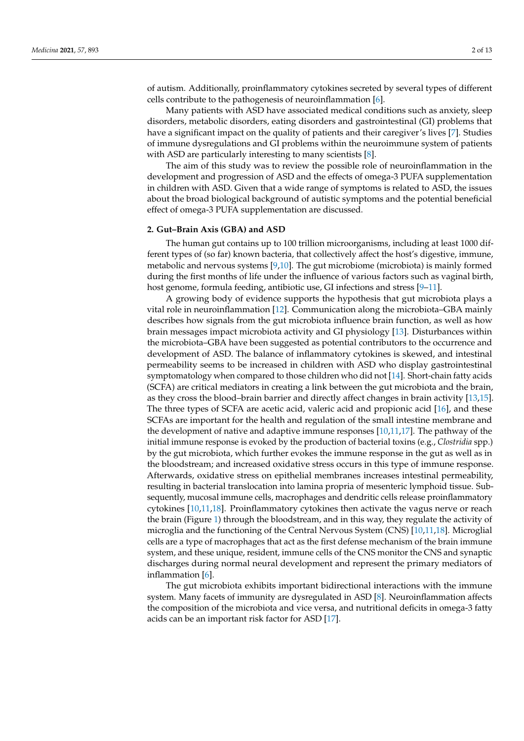of autism. Additionally, proinflammatory cytokines secreted by several types of different cells contribute to the pathogenesis of neuroinflammation [6].

Many patients with ASD have associated medical conditions such as anxiety, sleep disorders, metabolic disorders, eating disorders and gastrointestinal (GI) problems that have a significant impact on the quality of patients and their caregiver's lives [7]. Studies of immune dysregulations and GI problems within the neuroimmune system of patients with ASD are particularly interesting to many scientists [8].

The aim of this study was to review the possible role of neuroinflammation in the development and progression of ASD and the effects of omega-3 PUFA supplementation in children with ASD. Given that a wide range of symptoms is related to ASD, the issues about the broad biological background of autistic symptoms and the potential beneficial effect of omega-3 PUFA supplementation are discussed.

## 2. Gut–Brain Axis (GBA) and ASD

The human gut contains up to 100 trillion microorganisms, including at least 1000 different types of (so far) known bacteria, that collectively affect the host's digestive, immune, metabolic and nervous systems [9,10]. The gut microbiome (microbiota) is mainly formed during the first months of life under the influence of various factors such as vaginal birth, host genome, formula feeding, antibiotic use, GI infections and stress [9–11].

A growing body of evidence supports the hypothesis that gut microbiota plays a vital role in neuroinflammation [12]. Communication along the microbiota–GBA mainly describes how signals from the gut microbiota influence brain function, as well as how brain messages impact microbiota activity and GI physiology [13]. Disturbances within the microbiota–GBA have been suggested as potential contributors to the occurrence and development of ASD. The balance of inflammatory cytokines is skewed, and intestinal permeability seems to be increased in children with ASD who display gastrointestinal symptomatology when compared to those children who did not [14]. Short-chain fatty acids (SCFA) are critical mediators in creating a link between the gut microbiota and the brain, as they cross the blood–brain barrier and directly affect changes in brain activity [13,15]. The three types of SCFA are acetic acid, valeric acid and propionic acid [16], and these SCFAs are important for the health and regulation of the small intestine membrane and the development of native and adaptive immune responses [10,11,17]. The pathway of the initial immune response is evoked by the production of bacterial toxins (e.g., *Clostridia* spp.) by the gut microbiota, which further evokes the immune response in the gut as well as in the bloodstream; and increased oxidative stress occurs in this type of immune response. Afterwards, oxidative stress on epithelial membranes increases intestinal permeability, resulting in bacterial translocation into lamina propria of mesenteric lymphoid tissue. Subsequently, mucosal immune cells, macrophages and dendritic cells release proinflammatory cytokines [10,11,18]. Proinflammatory cytokines then activate the vagus nerve or reach the brain (Figure 1) through the bloodstream, and in this way, they regulate the activity of microglia and the functioning of the Central Nervous System (CNS) [10,11,18]. Microglial cells are a type of macrophages that act as the first defense mechanism of the brain immune system, and these unique, resident, immune cells of the CNS monitor the CNS and synaptic discharges during normal neural development and represent the primary mediators of inflammation [6].

The gut microbiota exhibits important bidirectional interactions with the immune system. Many facets of immunity are dysregulated in ASD [8]. Neuroinflammation affects the composition of the microbiota and vice versa, and nutritional deficits in omega-3 fatty acids can be an important risk factor for ASD [17].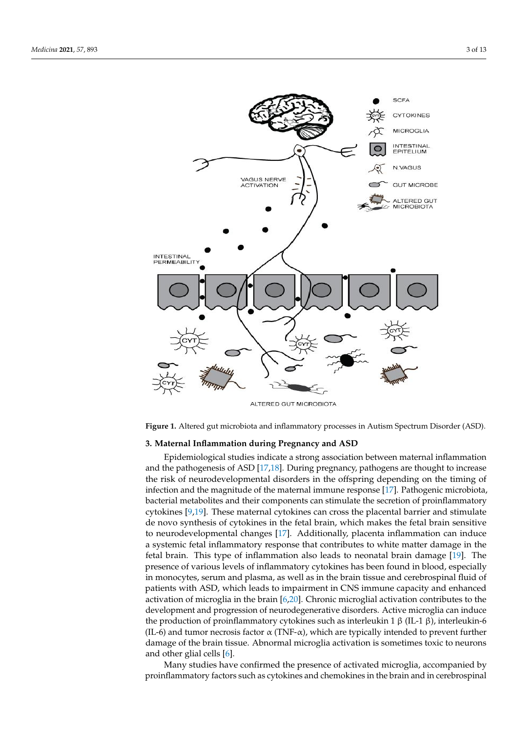SCFA

CYTOKINES

MICROGLIA

INTESTINAL EPITELIUM

N.VAGUS

GUT MICROBE

ALTERED GUT MICROBIOTA

VAGUS NERVE ACTIVATION

INTESTINAL PERMEABILITY

CYT

ALTERED GUT MICROBIOTA

**Figure 1.** Altered gut microbiota and inflammatory processes in Autism Spectrum Disorder (ASD).

## 3. Maternal Inflammation during Pregnancy and ASD

Epidemiological studies indicate a strong association between maternal inflammation and the pathogenesis of ASD [17,18]. During pregnancy, pathogens are thought to increase the risk of neurodevelopmental disorders in the offspring depending on the timing of infection and the magnitude of the maternal immune response [17]. Pathogenic microbiota, bacterial metabolites and their components can stimulate the secretion of proinflammatory cytokines [9,19]. These maternal cytokines can cross the placental barrier and stimulate de novo synthesis of cytokines in the fetal brain, which makes the fetal brain sensitive to neurodevelopmental changes [17]. Additionally, placenta inflammation can induce a systemic fetal inflammatory response that contributes to white matter damage in the fetal brain. This type of inflammation also leads to neonatal brain damage [19]. The presence of various levels of inflammatory cytokines has been found in blood, especially in monocytes, serum and plasma, as well as in the brain tissue and cerebrospinal fluid of patients with ASD, which leads to impairment in CNS immune capacity and enhanced activation of microglia in the brain [6,20]. Chronic microglial activation contributes to the development and progression of neurodegenerative disorders. Active microglia can induce the production of proinflammatory cytokines such as interleukin 1 β (IL-1 β), interleukin-6 (IL-6) and tumor necrosis factor α (TNF-α), which are typically intended to prevent further damage of the brain tissue. Abnormal microglia activation is sometimes toxic to neurons and other glial cells [6].

Many studies have confirmed the presence of activated microglia, accompanied by proinflammatory factors such as cytokines and chemokines in the brain and in cerebrospinal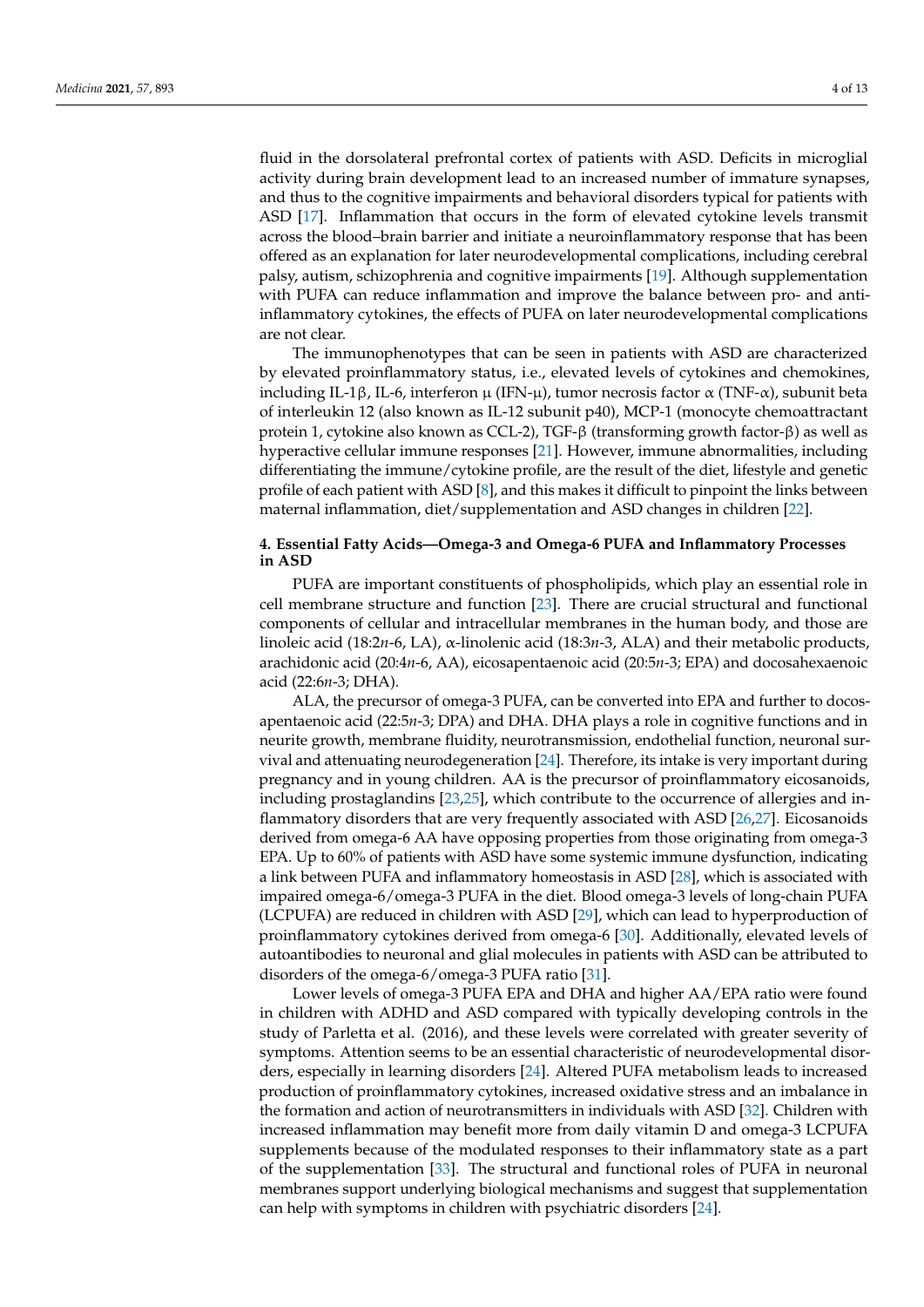fluid in the dorsolateral prefrontal cortex of patients with ASD. Deficits in microglial activity during brain development lead to an increased number of immature synapses, and thus to the cognitive impairments and behavioral disorders typical for patients with ASD [17]. Inflammation that occurs in the form of elevated cytokine levels transmit across the blood–brain barrier and initiate a neuroinflammatory response that has been offered as an explanation for later neurodevelopmental complications, including cerebral palsy, autism, schizophrenia and cognitive impairments [19]. Although supplementation with PUFA can reduce inflammation and improve the balance between pro- and anti-inflammatory cytokines, the effects of PUFA on later neurodevelopmental complications are not clear.

The immunophenotypes that can be seen in patients with ASD are characterized by elevated proinflammatory status, i.e., elevated levels of cytokines and chemokines, including IL-1β, IL-6, interferon μ (IFN-μ), tumor necrosis factor α (TNF-α), subunit beta of interleukin 12 (also known as IL-12 subunit p40), MCP-1 (monocyte chemoattractant protein 1, cytokine also known as CCL-2), TGF-β (transforming growth factor-β) as well as hyperactive cellular immune responses [21]. However, immune abnormalities, including differentiating the immune/cytokine profile, are the result of the diet, lifestyle and genetic profile of each patient with ASD [8], and this makes it difficult to pinpoint the links between maternal inflammation, diet/supplementation and ASD changes in children [22].

## 4. Essential Fatty Acids—Omega-3 and Omega-6 PUFA and Inflammatory Processes in ASD

PUFA are important constituents of phospholipids, which play an essential role in cell membrane structure and function [23]. There are crucial structural and functional components of cellular and intracellular membranes in the human body, and those are linoleic acid (18:2*n*-6, LA), α-linolenic acid (18:3*n*-3, ALA) and their metabolic products, arachidonic acid (20:4*n*-6, AA), eicosapentaenoic acid (20:5*n*-3; EPA) and docosahexaenoic acid (22:6*n*-3; DHA).

ALA, the precursor of omega-3 PUFA, can be converted into EPA and further to docosapentaenoic acid (22:5*n*-3; DPA) and DHA. DHA plays a role in cognitive functions and in neurite growth, membrane fluidity, neurotransmission, endothelial function, neuronal survival and attenuating neurodegeneration [24]. Therefore, its intake is very important during pregnancy and in young children. AA is the precursor of proinflammatory eicosanoids, including prostaglandins [23,25], which contribute to the occurrence of allergies and inflammatory disorders that are very frequently associated with ASD [26,27]. Eicosanoids derived from omega-6 AA have opposing properties from those originating from omega-3 EPA. Up to 60% of patients with ASD have some systemic immune dysfunction, indicating a link between PUFA and inflammatory homeostasis in ASD [28], which is associated with impaired omega-6/omega-3 PUFA in the diet. Blood omega-3 levels of long-chain PUFA (LCPUFA) are reduced in children with ASD [29], which can lead to hyperproduction of proinflammatory cytokines derived from omega-6 [30]. Additionally, elevated levels of autoantibodies to neuronal and glial molecules in patients with ASD can be attributed to disorders of the omega-6/omega-3 PUFA ratio [31].

Lower levels of omega-3 PUFA EPA and DHA and higher AA/EPA ratio were found in children with ADHD and ASD compared with typically developing controls in the study of Parletta et al. (2016), and these levels were correlated with greater severity of symptoms. Attention seems to be an essential characteristic of neurodevelopmental disorders, especially in learning disorders [24]. Altered PUFA metabolism leads to increased production of proinflammatory cytokines, increased oxidative stress and an imbalance in the formation and action of neurotransmitters in individuals with ASD [32]. Children with increased inflammation may benefit more from daily vitamin D and omega-3 LCPUFA supplements because of the modulated responses to their inflammatory state as a part of the supplementation [33]. The structural and functional roles of PUFA in neuronal membranes support underlying biological mechanisms and suggest that supplementation can help with symptoms in children with psychiatric disorders [24].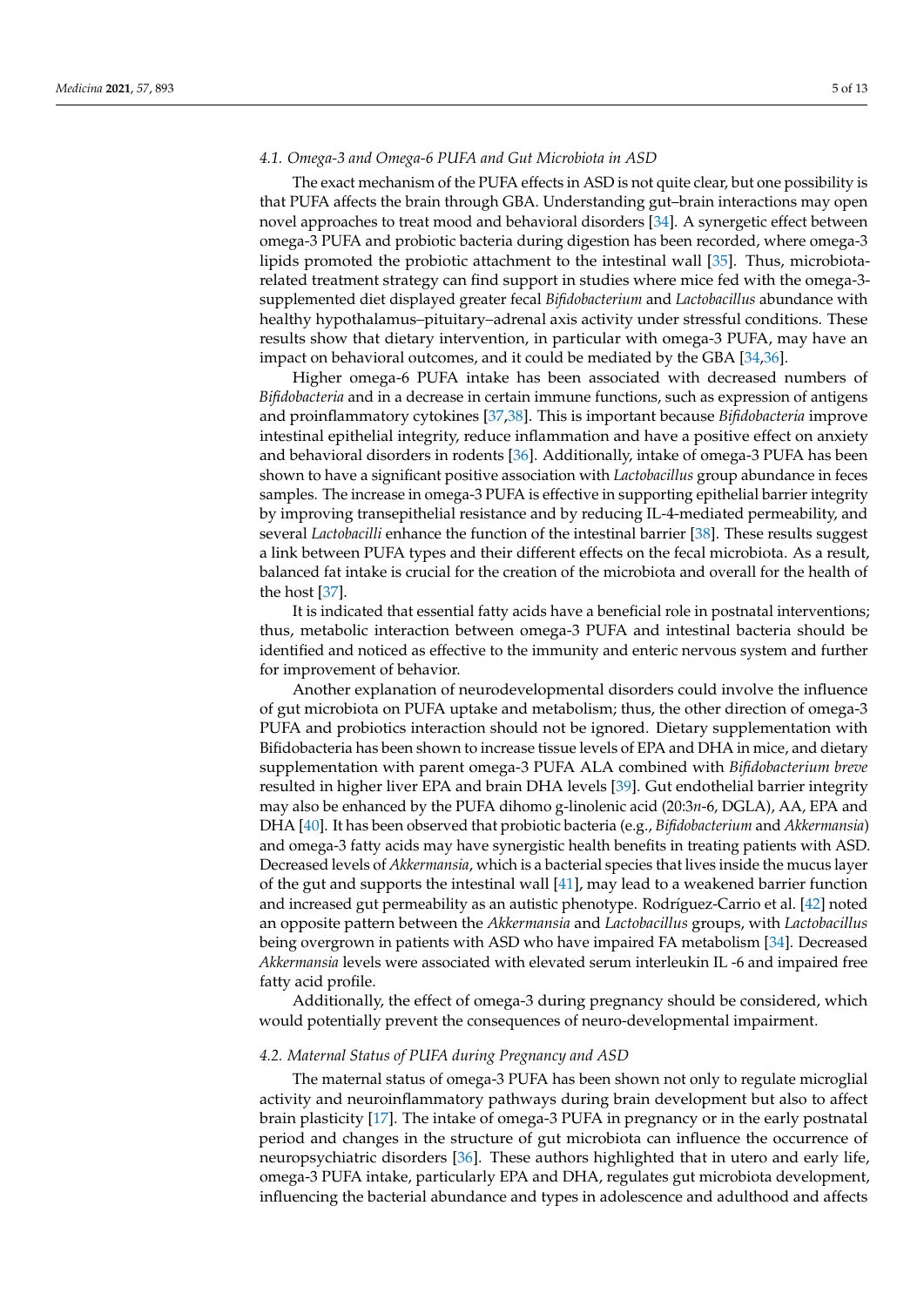### *4.1. Omega-3 and Omega-6 PUFA and Gut Microbiota in ASD*

The exact mechanism of the PUFA effects in ASD is not quite clear, but one possibility is that PUFA affects the brain through GBA. Understanding gut–brain interactions may open novel approaches to treat mood and behavioral disorders [34]. A synergetic effect between omega-3 PUFA and probiotic bacteria during digestion has been recorded, where omega-3 lipids promoted the probiotic attachment to the intestinal wall [35]. Thus, microbiota-related treatment strategy can find support in studies where mice fed with the omega-3-supplemented diet displayed greater fecal *Bifidobacterium* and *Lactobacillus* abundance with healthy hypothalamus–pituitary–adrenal axis activity under stressful conditions. These results show that dietary intervention, in particular with omega-3 PUFA, may have an impact on behavioral outcomes, and it could be mediated by the GBA [34,36].

Higher omega-6 PUFA intake has been associated with decreased numbers of *Bifidobacteria* and in a decrease in certain immune functions, such as expression of antigens and proinflammatory cytokines [37,38]. This is important because *Bifidobacteria* improve intestinal epithelial integrity, reduce inflammation and have a positive effect on anxiety and behavioral disorders in rodents [36]. Additionally, intake of omega-3 PUFA has been shown to have a significant positive association with *Lactobacillus* group abundance in feces samples. The increase in omega-3 PUFA is effective in supporting epithelial barrier integrity by improving transepithelial resistance and by reducing IL-4-mediated permeability, and several *Lactobacilli* enhance the function of the intestinal barrier [38]. These results suggest a link between PUFA types and their different effects on the fecal microbiota. As a result, balanced fat intake is crucial for the creation of the microbiota and overall for the health of the host [37].

It is indicated that essential fatty acids have a beneficial role in postnatal interventions; thus, metabolic interaction between omega-3 PUFA and intestinal bacteria should be identified and noticed as effective to the immunity and enteric nervous system and further for improvement of behavior.

Another explanation of neurodevelopmental disorders could involve the influence of gut microbiota on PUFA uptake and metabolism; thus, the other direction of omega-3 PUFA and probiotics interaction should not be ignored. Dietary supplementation with Bifidobacteria has been shown to increase tissue levels of EPA and DHA in mice, and dietary supplementation with parent omega-3 PUFA ALA combined with *Bifidobacterium breve* resulted in higher liver EPA and brain DHA levels [39]. Gut endothelial barrier integrity may also be enhanced by the PUFA dihomo g-linolenic acid (20:3*n*-6, DGLA), AA, EPA and DHA [40]. It has been observed that probiotic bacteria (e.g., *Bifidobacterium* and *Akkermansia*) and omega-3 fatty acids may have synergistic health benefits in treating patients with ASD. Decreased levels of *Akkermansia*, which is a bacterial species that lives inside the mucus layer of the gut and supports the intestinal wall [41], may lead to a weakened barrier function and increased gut permeability as an autistic phenotype. Rodríguez-Carrio et al. [42] noted an opposite pattern between the *Akkermansia* and *Lactobacillus* groups, with *Lactobacillus* being overgrown in patients with ASD who have impaired FA metabolism [34]. Decreased *Akkermansia* levels were associated with elevated serum interleukin IL -6 and impaired free fatty acid profile.

Additionally, the effect of omega-3 during pregnancy should be considered, which would potentially prevent the consequences of neuro-developmental impairment.

### *4.2. Maternal Status of PUFA during Pregnancy and ASD*

The maternal status of omega-3 PUFA has been shown not only to regulate microglial activity and neuroinflammatory pathways during brain development but also to affect brain plasticity [17]. The intake of omega-3 PUFA in pregnancy or in the early postnatal period and changes in the structure of gut microbiota can influence the occurrence of neuropsychiatric disorders [36]. These authors highlighted that in utero and early life, omega-3 PUFA intake, particularly EPA and DHA, regulates gut microbiota development, influencing the bacterial abundance and types in adolescence and adulthood and affects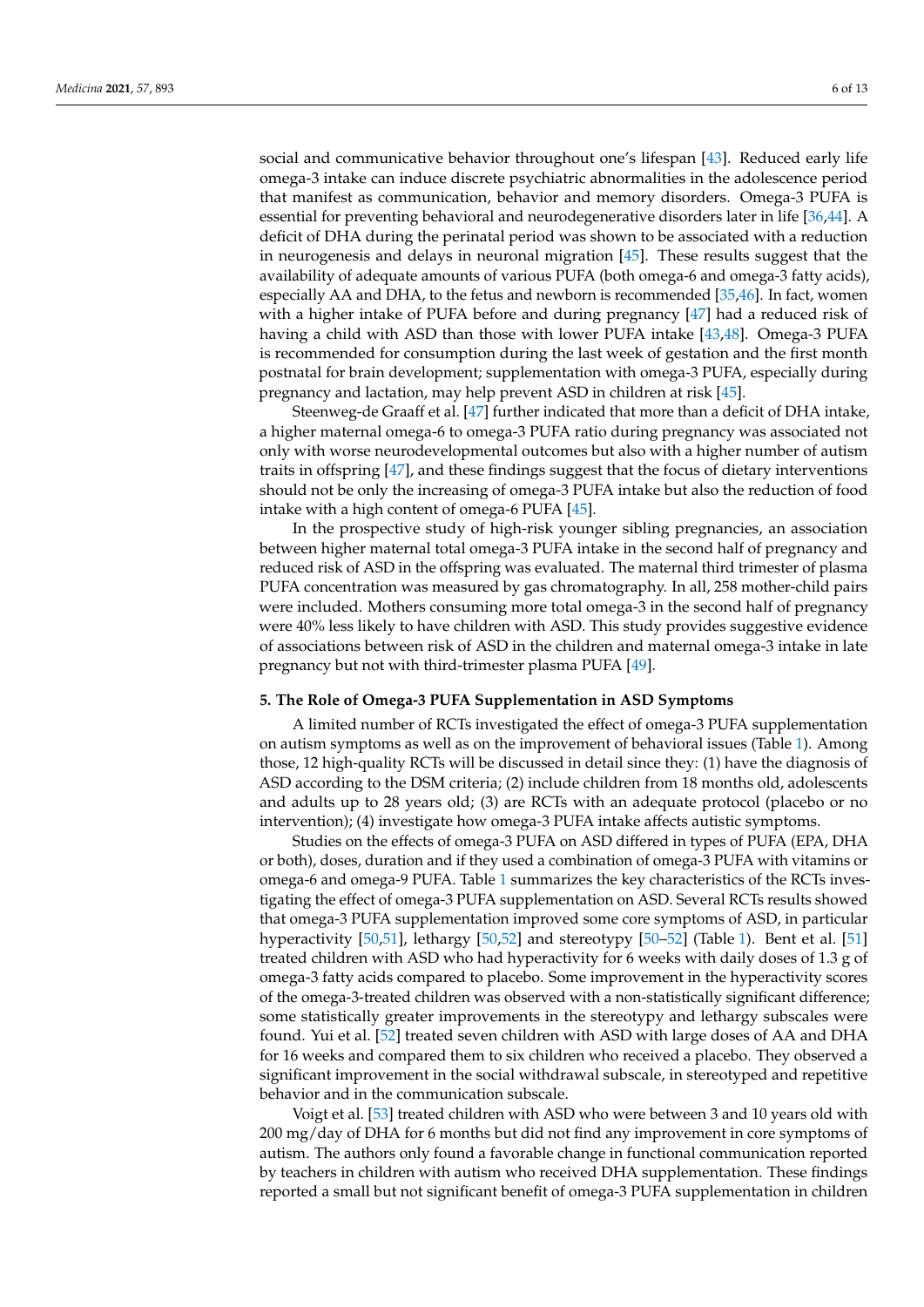social and communicative behavior throughout one's lifespan [43]. Reduced early life omega-3 intake can induce discrete psychiatric abnormalities in the adolescence period that manifest as communication, behavior and memory disorders. Omega-3 PUFA is essential for preventing behavioral and neurodegenerative disorders later in life [36,44]. A deficit of DHA during the perinatal period was shown to be associated with a reduction in neurogenesis and delays in neuronal migration [45]. These results suggest that the availability of adequate amounts of various PUFA (both omega-6 and omega-3 fatty acids), especially AA and DHA, to the fetus and newborn is recommended [35,46]. In fact, women with a higher intake of PUFA before and during pregnancy [47] had a reduced risk of having a child with ASD than those with lower PUFA intake [43,48]. Omega-3 PUFA is recommended for consumption during the last week of gestation and the first month postnatal for brain development; supplementation with omega-3 PUFA, especially during pregnancy and lactation, may help prevent ASD in children at risk [45].

Steenweg-de Graaff et al. [47] further indicated that more than a deficit of DHA intake, a higher maternal omega-6 to omega-3 PUFA ratio during pregnancy was associated not only with worse neurodevelopmental outcomes but also with a higher number of autism traits in offspring [47], and these findings suggest that the focus of dietary interventions should not be only the increasing of omega-3 PUFA intake but also the reduction of food intake with a high content of omega-6 PUFA [45].

In the prospective study of high-risk younger sibling pregnancies, an association between higher maternal total omega-3 PUFA intake in the second half of pregnancy and reduced risk of ASD in the offspring was evaluated. The maternal third trimester of plasma PUFA concentration was measured by gas chromatography. In all, 258 mother-child pairs were included. Mothers consuming more total omega-3 in the second half of pregnancy were 40% less likely to have children with ASD. This study provides suggestive evidence of associations between risk of ASD in the children and maternal omega-3 intake in late pregnancy but not with third-trimester plasma PUFA [49].

## 5. The Role of Omega-3 PUFA Supplementation in ASD Symptoms

A limited number of RCTs investigated the effect of omega-3 PUFA supplementation on autism symptoms as well as on the improvement of behavioral issues (Table 1). Among those, 12 high-quality RCTs will be discussed in detail since they: (1) have the diagnosis of ASD according to the DSM criteria; (2) include children from 18 months old, adolescents and adults up to 28 years old; (3) are RCTs with an adequate protocol (placebo or no intervention); (4) investigate how omega-3 PUFA intake affects autistic symptoms.

Studies on the effects of omega-3 PUFA on ASD differed in types of PUFA (EPA, DHA or both), doses, duration and if they used a combination of omega-3 PUFA with vitamins or omega-6 and omega-9 PUFA. Table 1 summarizes the key characteristics of the RCTs investigating the effect of omega-3 PUFA supplementation on ASD. Several RCTs results showed that omega-3 PUFA supplementation improved some core symptoms of ASD, in particular hyperactivity [50,51], lethargy [50,52] and stereotypy [50–52] (Table 1). Bent et al. [51] treated children with ASD who had hyperactivity for 6 weeks with daily doses of 1.3 g of omega-3 fatty acids compared to placebo. Some improvement in the hyperactivity scores of the omega-3-treated children was observed with a non-statistically significant difference; some statistically greater improvements in the stereotypy and lethargy subscales were found. Yui et al. [52] treated seven children with ASD with large doses of AA and DHA for 16 weeks and compared them to six children who received a placebo. They observed a significant improvement in the social withdrawal subscale, in stereotyped and repetitive behavior and in the communication subscale.

Voigt et al. [53] treated children with ASD who were between 3 and 10 years old with 200 mg/day of DHA for 6 months but did not find any improvement in core symptoms of autism. The authors only found a favorable change in functional communication reported by teachers in children with autism who received DHA supplementation. These findings reported a small but not significant benefit of omega-3 PUFA supplementation in children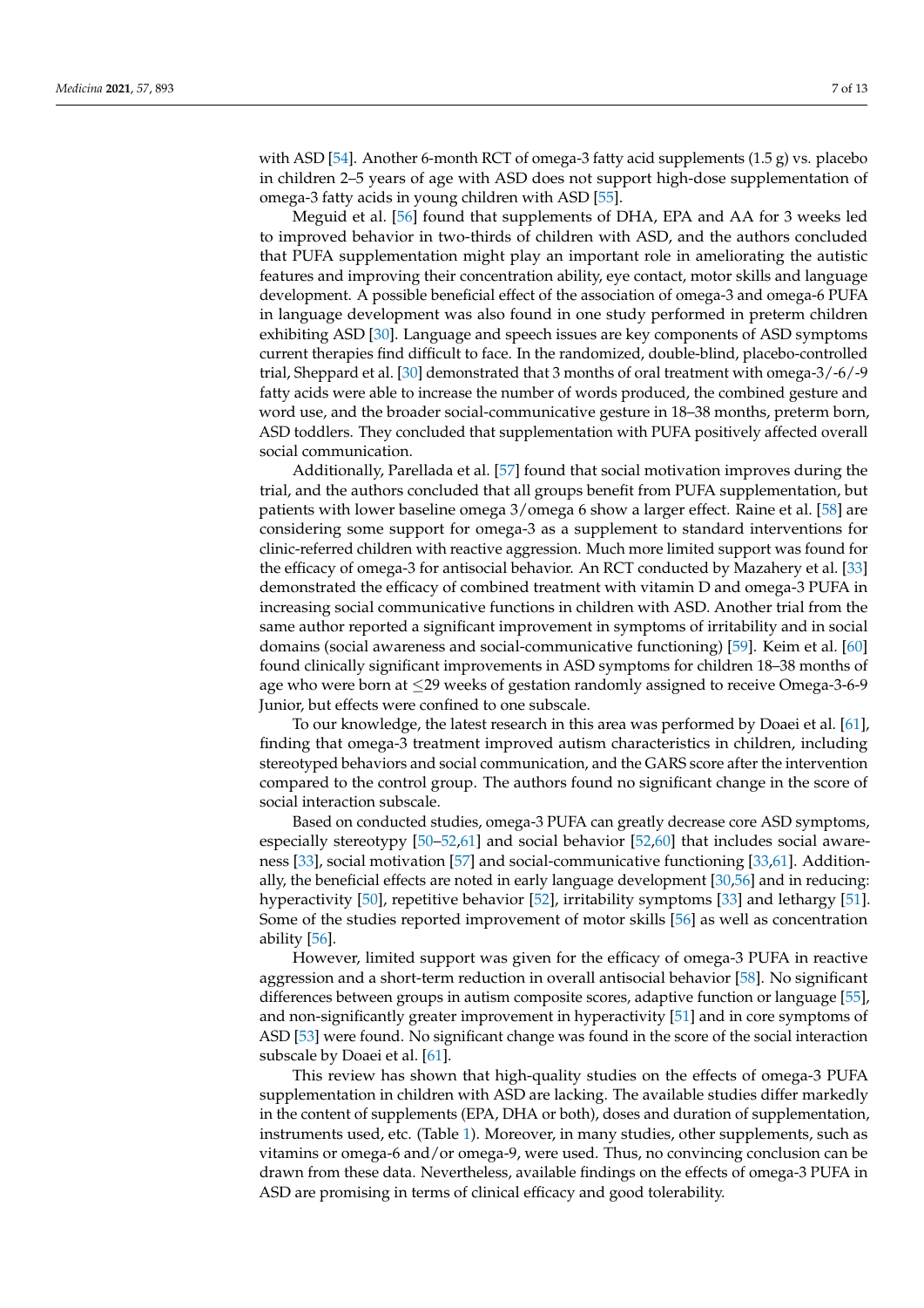with ASD [54]. Another 6-month RCT of omega-3 fatty acid supplements (1.5 g) vs. placebo in children 2–5 years of age with ASD does not support high-dose supplementation of omega-3 fatty acids in young children with ASD [55].

Meguid et al. [56] found that supplements of DHA, EPA and AA for 3 weeks led to improved behavior in two-thirds of children with ASD, and the authors concluded that PUFA supplementation might play an important role in ameliorating the autistic features and improving their concentration ability, eye contact, motor skills and language development. A possible beneficial effect of the association of omega-3 and omega-6 PUFA in language development was also found in one study performed in preterm children exhibiting ASD [30]. Language and speech issues are key components of ASD symptoms current therapies find difficult to face. In the randomized, double-blind, placebo-controlled trial, Sheppard et al. [30] demonstrated that 3 months of oral treatment with omega-3/-6/-9 fatty acids were able to increase the number of words produced, the combined gesture and word use, and the broader social-communicative gesture in 18–38 months, preterm born, ASD toddlers. They concluded that supplementation with PUFA positively affected overall social communication.

Additionally, Parellada et al. [57] found that social motivation improves during the trial, and the authors concluded that all groups benefit from PUFA supplementation, but patients with lower baseline omega 3/omega 6 show a larger effect. Raine et al. [58] are considering some support for omega-3 as a supplement to standard interventions for clinic-referred children with reactive aggression. Much more limited support was found for the efficacy of omega-3 for antisocial behavior. An RCT conducted by Mazahery et al. [33] demonstrated the efficacy of combined treatment with vitamin D and omega-3 PUFA in increasing social communicative functions in children with ASD. Another trial from the same author reported a significant improvement in symptoms of irritability and in social domains (social awareness and social-communicative functioning) [59]. Keim et al. [60] found clinically significant improvements in ASD symptoms for children 18–38 months of age who were born at ≤29 weeks of gestation randomly assigned to receive Omega-3-6-9 Junior, but effects were confined to one subscale.

To our knowledge, the latest research in this area was performed by Doaei et al. [61], finding that omega-3 treatment improved autism characteristics in children, including stereotyped behaviors and social communication, and the GARS score after the intervention compared to the control group. The authors found no significant change in the score of social interaction subscale.

Based on conducted studies, omega-3 PUFA can greatly decrease core ASD symptoms, especially stereotypy [50–52,61] and social behavior [52,60] that includes social awareness [33], social motivation [57] and social-communicative functioning [33,61]. Additionally, the beneficial effects are noted in early language development [30,56] and in reducing: hyperactivity [50], repetitive behavior [52], irritability symptoms [33] and lethargy [51]. Some of the studies reported improvement of motor skills [56] as well as concentration ability [56].

However, limited support was given for the efficacy of omega-3 PUFA in reactive aggression and a short-term reduction in overall antisocial behavior [58]. No significant differences between groups in autism composite scores, adaptive function or language [55], and non-significantly greater improvement in hyperactivity [51] and in core symptoms of ASD [53] were found. No significant change was found in the score of the social interaction subscale by Doaei et al. [61].

This review has shown that high-quality studies on the effects of omega-3 PUFA supplementation in children with ASD are lacking. The available studies differ markedly in the content of supplements (EPA, DHA or both), doses and duration of supplementation, instruments used, etc. (Table 1). Moreover, in many studies, other supplements, such as vitamins or omega-6 and/or omega-9, were used. Thus, no convincing conclusion can be drawn from these data. Nevertheless, available findings on the effects of omega-3 PUFA in ASD are promising in terms of clinical efficacy and good tolerability.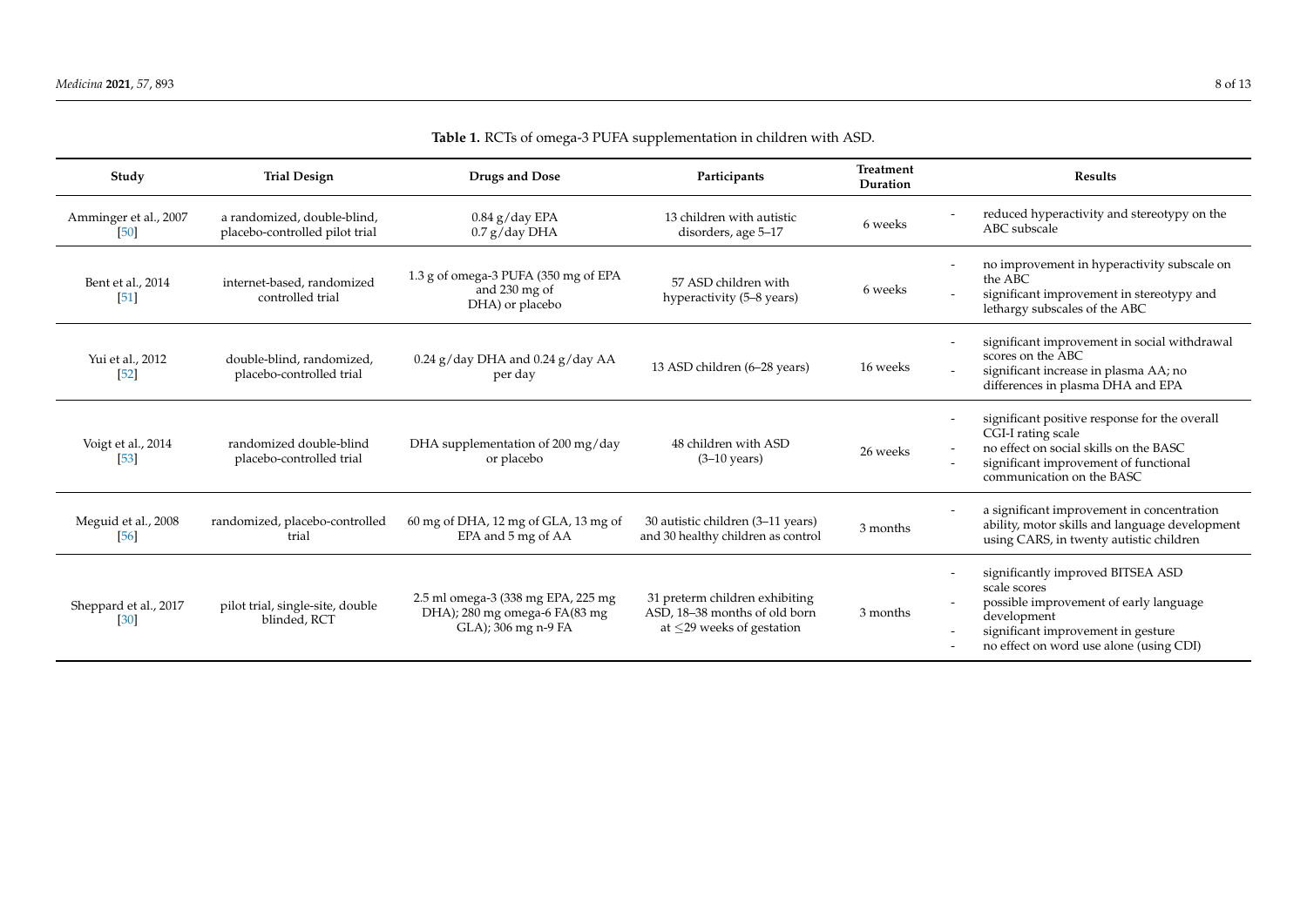**Table 1.** RCTs of omega-3 PUFA supplementation in children with ASD.

| Study | Trial Design | Drugs and Dose | Participants | Treatment Duration | Results |
|---|---|---|---|---|---|
| Amminger et al., 2007 [50] | a randomized, double-blind, placebo-controlled pilot trial | 0.84 g/day EPA<br>0.7 g/day DHA | 13 children with autistic disorders, age 5–17 | 6 weeks | - reduced hyperactivity and stereotypy on the ABC subscale |
| Bent et al., 2014 [51] | internet-based, randomized controlled trial | 1.3 g of omega-3 PUFA (350 mg of EPA and 230 mg of DHA) or placebo | 57 ASD children with hyperactivity (5–8 years) | 6 weeks | - no improvement in hyperactivity subscale on the ABC<br>- significant improvement in stereotypy and lethargy subscales of the ABC |
| Yui et al., 2012 [52] | double-blind, randomized, placebo-controlled trial | 0.24 g/day DHA and 0.24 g/day AA per day | 13 ASD children (6–28 years) | 16 weeks | - significant improvement in social withdrawal scores on the ABC<br>- significant increase in plasma AA; no differences in plasma DHA and EPA |
| Voigt et al., 2014 [53] | randomized double-blind placebo-controlled trial | DHA supplementation of 200 mg/day or placebo | 48 children with ASD (3–10 years) | 26 weeks | - significant positive response for the overall CGI-I rating scale<br>- no effect on social skills on the BASC<br>- significant improvement of functional communication on the BASC |
| Meguid et al., 2008 [56] | randomized, placebo-controlled trial | 60 mg of DHA, 12 mg of GLA, 13 mg of EPA and 5 mg of AA | 30 autistic children (3–11 years) and 30 healthy children as control | 3 months | - a significant improvement in concentration ability, motor skills and language development using CARS, in twenty autistic children |
| Sheppard et al., 2017 [30] | pilot trial, single-site, double blinded, RCT | 2.5 ml omega-3 (338 mg EPA, 225 mg DHA); 280 mg omega-6 FA(83 mg GLA); 306 mg n-9 FA | 31 preterm children exhibiting ASD, 18–38 months of old born at ≤29 weeks of gestation | 3 months | - significantly improved BITSEA ASD scale scores<br>- possible improvement of early language development<br>- significant improvement in gesture<br>- no effect on word use alone (using CDI) |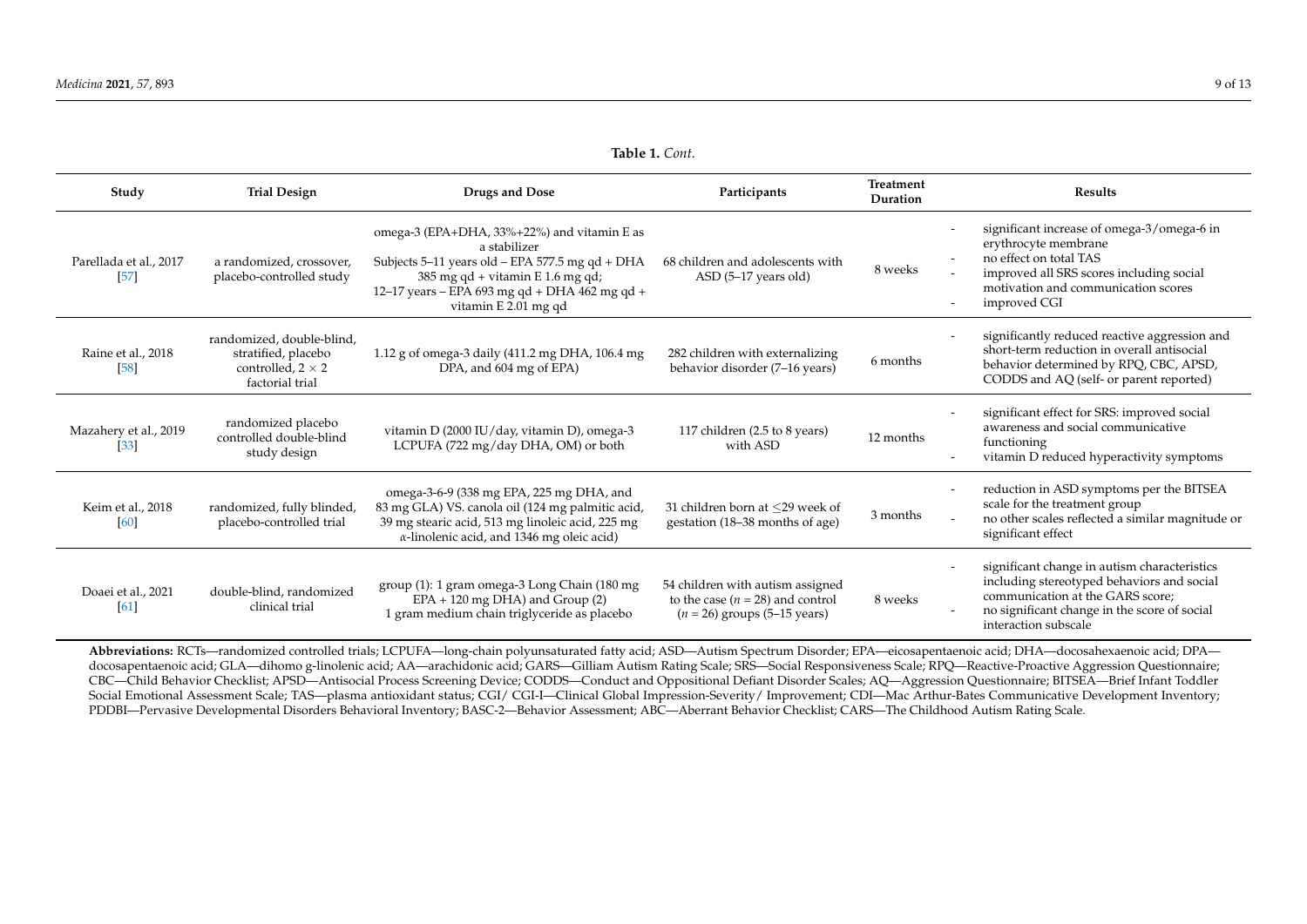**Table 1.** *Cont.*

| Study | Trial Design | Drugs and Dose | Participants | Treatment Duration | Results |
|---|---|---|---|---|---|
| Parellada et al., 2017 [57] | a randomized, crossover, placebo-controlled study | omega-3 (EPA+DHA, 33%+22%) and vitamin E as a stabilizer Subjects 5–11 years old – EPA 577.5 mg qd + DHA 385 mg qd + vitamin E 1.6 mg qd; 12–17 years – EPA 693 mg qd + DHA 462 mg qd + vitamin E 2.01 mg qd | 68 children and adolescents with ASD (5–17 years old) | 8 weeks | - significant increase of omega-3/omega-6 in erythrocyte membrane<br>- no effect on total TAS<br>- improved all SRS scores including social motivation and communication scores<br>- improved CGI |
| Raine et al., 2018 [58] | randomized, double-blind, stratified, placebo controlled, 2 × 2 factorial trial | 1.12 g of omega-3 daily (411.2 mg DHA, 106.4 mg DPA, and 604 mg of EPA) | 282 children with externalizing behavior disorder (7–16 years) | 6 months | - significantly reduced reactive aggression and short-term reduction in overall antisocial behavior determined by RPQ, CBC, APSD, CODDS and AQ (self- or parent reported) |
| Mazahery et al., 2019 [33] | randomized placebo controlled double-blind study design | vitamin D (2000 IU/day, vitamin D), omega-3 LCPUFA (722 mg/day DHA, OM) or both | 117 children (2.5 to 8 years) with ASD | 12 months | - significant effect for SRS: improved social awareness and social communicative functioning<br>- vitamin D reduced hyperactivity symptoms |
| Keim et al., 2018 [60] | randomized, fully blinded, placebo-controlled trial | omega-3-6-9 (338 mg EPA, 225 mg DHA, and 83 mg GLA) VS. canola oil (124 mg palmitic acid, 39 mg stearic acid, 513 mg linoleic acid, 225 mg α-linolenic acid, and 1346 mg oleic acid) | 31 children born at ≤29 week of gestation (18–38 months of age) | 3 months | - reduction in ASD symptoms per the BITSEA scale for the treatment group<br>- no other scales reflected a similar magnitude or significant effect |
| Doaei et al., 2021 [61] | double-blind, randomized clinical trial | group (1): 1 gram omega-3 Long Chain (180 mg EPA + 120 mg DHA) and Group (2) 1 gram medium chain triglyceride as placebo | 54 children with autism assigned to the case ($n$ = 28) and control ($n$ = 26) groups (5–15 years) | 8 weeks | - significant change in autism characteristics including stereotyped behaviors and social communication at the GARS score;<br>- no significant change in the score of social interaction subscale |

**Abbreviations:** RCTs—randomized controlled trials; LCPUFA—long-chain polyunsaturated fatty acid; ASD—Autism Spectrum Disorder; EPA—eicosapentaenoic acid; DHA—docosahexaenoic acid; DPA—docosapentaenoic acid; GLA—dihomo g-linolenic acid; AA—arachidonic acid; GARS—Gilliam Autism Rating Scale; SRS—Social Responsiveness Scale; RPQ—Reactive-Proactive Aggression Questionnaire; CBC—Child Behavior Checklist; APSD—Antisocial Process Screening Device; CODDS—Conduct and Oppositional Defiant Disorder Scales; AQ—Aggression Questionnaire; BITSEA—Brief Infant Toddler Social Emotional Assessment Scale; TAS—plasma antioxidant status; CGI/ CGI-I—Clinical Global Impression-Severity/ Improvement; CDI—Mac Arthur-Bates Communicative Development Inventory; PDDBI—Pervasive Developmental Disorders Behavioral Inventory; BASC-2—Behavior Assessment; ABC—Aberrant Behavior Checklist; CARS—The Childhood Autism Rating Scale.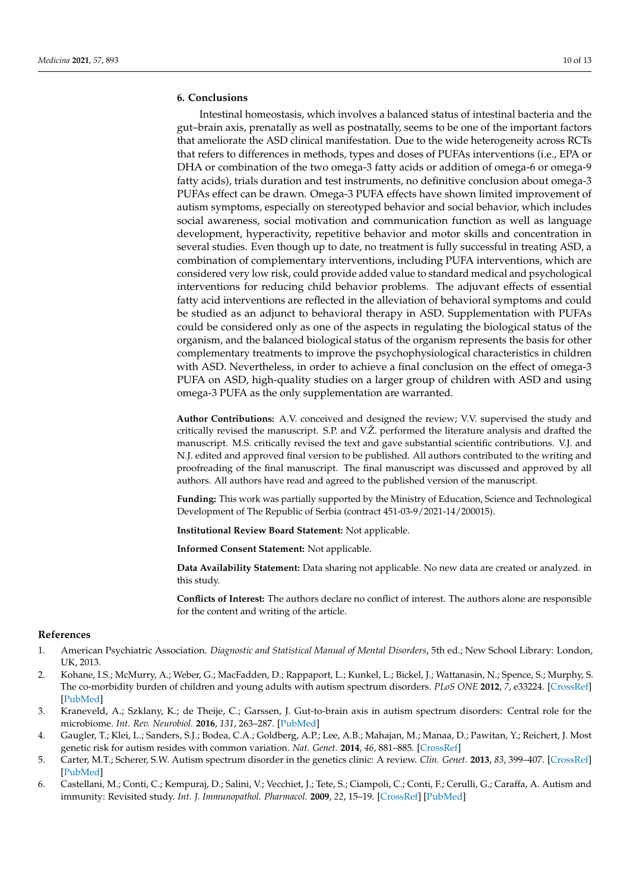## 6. Conclusions

Intestinal homeostasis, which involves a balanced status of intestinal bacteria and the gut–brain axis, prenatally as well as postnatally, seems to be one of the important factors that ameliorate the ASD clinical manifestation. Due to the wide heterogeneity across RCTs that refers to differences in methods, types and doses of PUFAs interventions (i.e., EPA or DHA or combination of the two omega-3 fatty acids or addition of omega-6 or omega-9 fatty acids), trials duration and test instruments, no definitive conclusion about omega-3 PUFAs effect can be drawn. Omega-3 PUFA effects have shown limited improvement of autism symptoms, especially on stereotyped behavior and social behavior, which includes social awareness, social motivation and communication function as well as language development, hyperactivity, repetitive behavior and motor skills and concentration in several studies. Even though up to date, no treatment is fully successful in treating ASD, a combination of complementary interventions, including PUFA interventions, which are considered very low risk, could provide added value to standard medical and psychological interventions for reducing child behavior problems. The adjuvant effects of essential fatty acid interventions are reflected in the alleviation of behavioral symptoms and could be studied as an adjunct to behavioral therapy in ASD. Supplementation with PUFAs could be considered only as one of the aspects in regulating the biological status of the organism, and the balanced biological status of the organism represents the basis for other complementary treatments to improve the psychophysiological characteristics in children with ASD. Nevertheless, in order to achieve a final conclusion on the effect of omega-3 PUFA on ASD, high-quality studies on a larger group of children with ASD and using omega-3 PUFA as the only supplementation are warranted.

**Author Contributions:** A.V. conceived and designed the review; V.V. supervised the study and critically revised the manuscript. S.P. and V.Ž. performed the literature analysis and drafted the manuscript. M.S. critically revised the text and gave substantial scientific contributions. V.J. and N.J. edited and approved final version to be published. All authors contributed to the writing and proofreading of the final manuscript. The final manuscript was discussed and approved by all authors. All authors have read and agreed to the published version of the manuscript.

**Funding:** This work was partially supported by the Ministry of Education, Science and Technological Development of The Republic of Serbia (contract 451-03-9/2021-14/200015).

**Institutional Review Board Statement:** Not applicable.

**Informed Consent Statement:** Not applicable.

**Data Availability Statement:** Data sharing not applicable. No new data are created or analyzed. in this study.

**Conflicts of Interest:** The authors declare no conflict of interest. The authors alone are responsible for the content and writing of the article.

## References

1. American Psychiatric Association. *Diagnostic and Statistical Manual of Mental Disorders*, 5th ed.; New School Library: London, UK, 2013.
2. Kohane, I.S.; McMurry, A.; Weber, G.; MacFadden, D.; Rappaport, L.; Kunkel, L.; Bickel, J.; Wattanasin, N.; Spence, S.; Murphy, S. The co-morbidity burden of children and young adults with autism spectrum disorders. *PLoS ONE* **2012**, *7*, e33224. [CrossRef] [PubMed]
3. Kraneveld, A.; Szklany, K.; de Theije, C.; Garssen, J. Gut-to-brain axis in autism spectrum disorders: Central role for the microbiome. *Int. Rev. Neurobiol.* **2016**, *131*, 263–287. [PubMed]
4. Gaugler, T.; Klei, L.; Sanders, S.J.; Bodea, C.A.; Goldberg, A.P.; Lee, A.B.; Mahajan, M.; Manaa, D.; Pawitan, Y.; Reichert, J. Most genetic risk for autism resides with common variation. *Nat. Genet.* **2014**, *46*, 881–885. [CrossRef]
5. Carter, M.T.; Scherer, S.W. Autism spectrum disorder in the genetics clinic: A review. *Clin. Genet.* **2013**, *83*, 399–407. [CrossRef] [PubMed]
6. Castellani, M.; Conti, C.; Kempuraj, D.; Salini, V.; Vecchiet, J.; Tete, S.; Ciampoli, C.; Conti, F.; Cerulli, G.; Caraffa, A. Autism and immunity: Revisited study. *Int. J. Immunopathol. Pharmacol.* **2009**, *22*, 15–19. [CrossRef] [PubMed]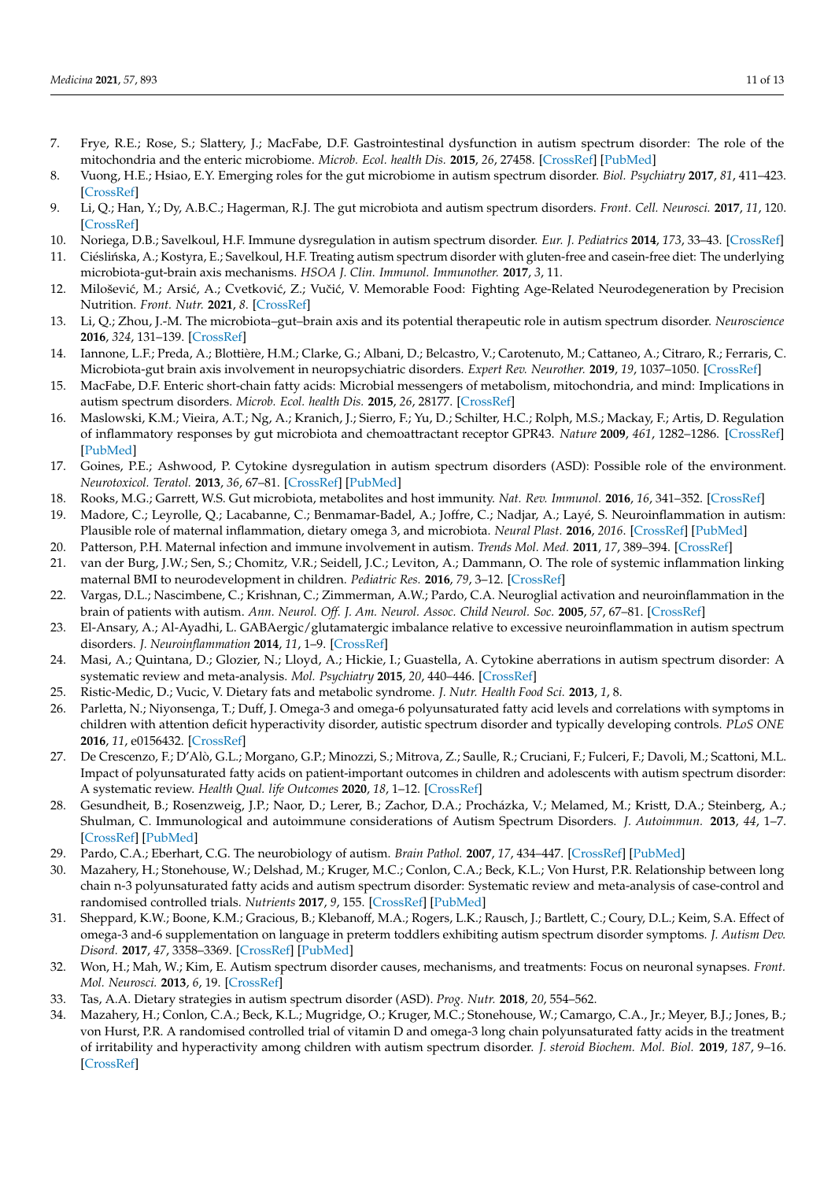7. Frye, R.E.; Rose, S.; Slattery, J.; MacFabe, D.F. Gastrointestinal dysfunction in autism spectrum disorder: The role of the mitochondria and the enteric microbiome. *Microb. Ecol. health Dis.* **2015**, *26*, 27458. [CrossRef] [PubMed]
8. Vuong, H.E.; Hsiao, E.Y. Emerging roles for the gut microbiome in autism spectrum disorder. *Biol. Psychiatry* **2017**, *81*, 411–423. [CrossRef]
9. Li, Q.; Han, Y.; Dy, A.B.C.; Hagerman, R.J. The gut microbiota and autism spectrum disorders. *Front. Cell. Neurosci.* **2017**, *11*, 120. [CrossRef]
10. Noriega, D.B.; Savelkoul, H.F. Immune dysregulation in autism spectrum disorder. *Eur. J. Pediatrics* **2014**, *173*, 33–43. [CrossRef]
11. Ciéslińska, A.; Kostyra, E.; Savelkoul, H.F. Treating autism spectrum disorder with gluten-free and casein-free diet: The underlying microbiota-gut-brain axis mechanisms. *HSOA J. Clin. Immunol. Immunother.* **2017**, *3*, 11.
12. Milošević, M.; Arsić, A.; Cvetković, Z.; Vučić, V. Memorable Food: Fighting Age-Related Neurodegeneration by Precision Nutrition. *Front. Nutr.* **2021**, *8*. [CrossRef]
13. Li, Q.; Zhou, J.-M. The microbiota–gut–brain axis and its potential therapeutic role in autism spectrum disorder. *Neuroscience* **2016**, *324*, 131–139. [CrossRef]
14. Iannone, L.F.; Preda, A.; Blottière, H.M.; Clarke, G.; Albani, D.; Belcastro, V.; Carotenuto, M.; Cattaneo, A.; Citraro, R.; Ferraris, C. Microbiota-gut brain axis involvement in neuropsychiatric disorders. *Expert Rev. Neurother.* **2019**, *19*, 1037–1050. [CrossRef]
15. MacFabe, D.F. Enteric short-chain fatty acids: Microbial messengers of metabolism, mitochondria, and mind: Implications in autism spectrum disorders. *Microb. Ecol. health Dis.* **2015**, *26*, 28177. [CrossRef]
16. Maslowski, K.M.; Vieira, A.T.; Ng, A.; Kranich, J.; Sierro, F.; Yu, D.; Schilter, H.C.; Rolph, M.S.; Mackay, F.; Artis, D. Regulation of inflammatory responses by gut microbiota and chemoattractant receptor GPR43. *Nature* **2009**, *461*, 1282–1286. [CrossRef] [PubMed]
17. Goines, P.E.; Ashwood, P. Cytokine dysregulation in autism spectrum disorders (ASD): Possible role of the environment. *Neurotoxicol. Teratol.* **2013**, *36*, 67–81. [CrossRef] [PubMed]
18. Rooks, M.G.; Garrett, W.S. Gut microbiota, metabolites and host immunity. *Nat. Rev. Immunol.* **2016**, *16*, 341–352. [CrossRef]
19. Madore, C.; Leyrolle, Q.; Lacabanne, C.; Benmamar-Badel, A.; Joffre, C.; Nadjar, A.; Layé, S. Neuroinflammation in autism: Plausible role of maternal inflammation, dietary omega 3, and microbiota. *Neural Plast.* **2016**, *2016*. [CrossRef] [PubMed]
20. Patterson, P.H. Maternal infection and immune involvement in autism. *Trends Mol. Med.* **2011**, *17*, 389–394. [CrossRef]
21. van der Burg, J.W.; Sen, S.; Chomitz, V.R.; Seidell, J.C.; Leviton, A.; Dammann, O. The role of systemic inflammation linking maternal BMI to neurodevelopment in children. *Pediatric Res.* **2016**, *79*, 3–12. [CrossRef]
22. Vargas, D.L.; Nascimbene, C.; Krishnan, C.; Zimmerman, A.W.; Pardo, C.A. Neuroglial activation and neuroinflammation in the brain of patients with autism. *Ann. Neurol. Off. J. Am. Neurol. Assoc. Child Neurol. Soc.* **2005**, *57*, 67–81. [CrossRef]
23. El-Ansary, A.; Al-Ayadhi, L. GABAergic/glutamatergic imbalance relative to excessive neuroinflammation in autism spectrum disorders. *J. Neuroinflammation* **2014**, *11*, 1–9. [CrossRef]
24. Masi, A.; Quintana, D.; Glozier, N.; Lloyd, A.; Hickie, I.; Guastella, A. Cytokine aberrations in autism spectrum disorder: A systematic review and meta-analysis. *Mol. Psychiatry* **2015**, *20*, 440–446. [CrossRef]
25. Ristic-Medic, D.; Vucic, V. Dietary fats and metabolic syndrome. *J. Nutr. Health Food Sci.* **2013**, *1*, 8.
26. Parletta, N.; Niyonsenga, T.; Duff, J. Omega-3 and omega-6 polyunsaturated fatty acid levels and correlations with symptoms in children with attention deficit hyperactivity disorder, autistic spectrum disorder and typically developing controls. *PLoS ONE* **2016**, *11*, e0156432. [CrossRef]
27. De Crescenzo, F.; D'Alò, G.L.; Morgano, G.P.; Minozzi, S.; Mitrova, Z.; Saulle, R.; Cruciani, F.; Fulceri, F.; Davoli, M.; Scattoni, M.L. Impact of polyunsaturated fatty acids on patient-important outcomes in children and adolescents with autism spectrum disorder: A systematic review. *Health Qual. life Outcomes* **2020**, *18*, 1–12. [CrossRef]
28. Gesundheit, B.; Rosenzweig, J.P.; Naor, D.; Lerer, B.; Zachor, D.A.; Procházka, V.; Melamed, M.; Kristt, D.A.; Steinberg, A.; Shulman, C. Immunological and autoimmune considerations of Autism Spectrum Disorders. *J. Autoimmun.* **2013**, *44*, 1–7. [CrossRef] [PubMed]
29. Pardo, C.A.; Eberhart, C.G. The neurobiology of autism. *Brain Pathol.* **2007**, *17*, 434–447. [CrossRef] [PubMed]
30. Mazahery, H.; Stonehouse, W.; Delshad, M.; Kruger, M.C.; Conlon, C.A.; Beck, K.L.; Von Hurst, P.R. Relationship between long chain n-3 polyunsaturated fatty acids and autism spectrum disorder: Systematic review and meta-analysis of case-control and randomised controlled trials. *Nutrients* **2017**, *9*, 155. [CrossRef] [PubMed]
31. Sheppard, K.W.; Boone, K.M.; Gracious, B.; Klebanoff, M.A.; Rogers, L.K.; Rausch, J.; Bartlett, C.; Coury, D.L.; Keim, S.A. Effect of omega-3 and-6 supplementation on language in preterm toddlers exhibiting autism spectrum disorder symptoms. *J. Autism Dev. Disord.* **2017**, *47*, 3358–3369. [CrossRef] [PubMed]
32. Won, H.; Mah, W.; Kim, E. Autism spectrum disorder causes, mechanisms, and treatments: Focus on neuronal synapses. *Front. Mol. Neurosci.* **2013**, *6*, 19. [CrossRef]
33. Tas, A.A. Dietary strategies in autism spectrum disorder (ASD). *Prog. Nutr.* **2018**, *20*, 554–562.
34. Mazahery, H.; Conlon, C.A.; Beck, K.L.; Mugridge, O.; Kruger, M.C.; Stonehouse, W.; Camargo, C.A., Jr.; Meyer, B.J.; Jones, B.; von Hurst, P.R. A randomised controlled trial of vitamin D and omega-3 long chain polyunsaturated fatty acids in the treatment of irritability and hyperactivity among children with autism spectrum disorder. *J. steroid Biochem. Mol. Biol.* **2019**, *187*, 9–16. [CrossRef]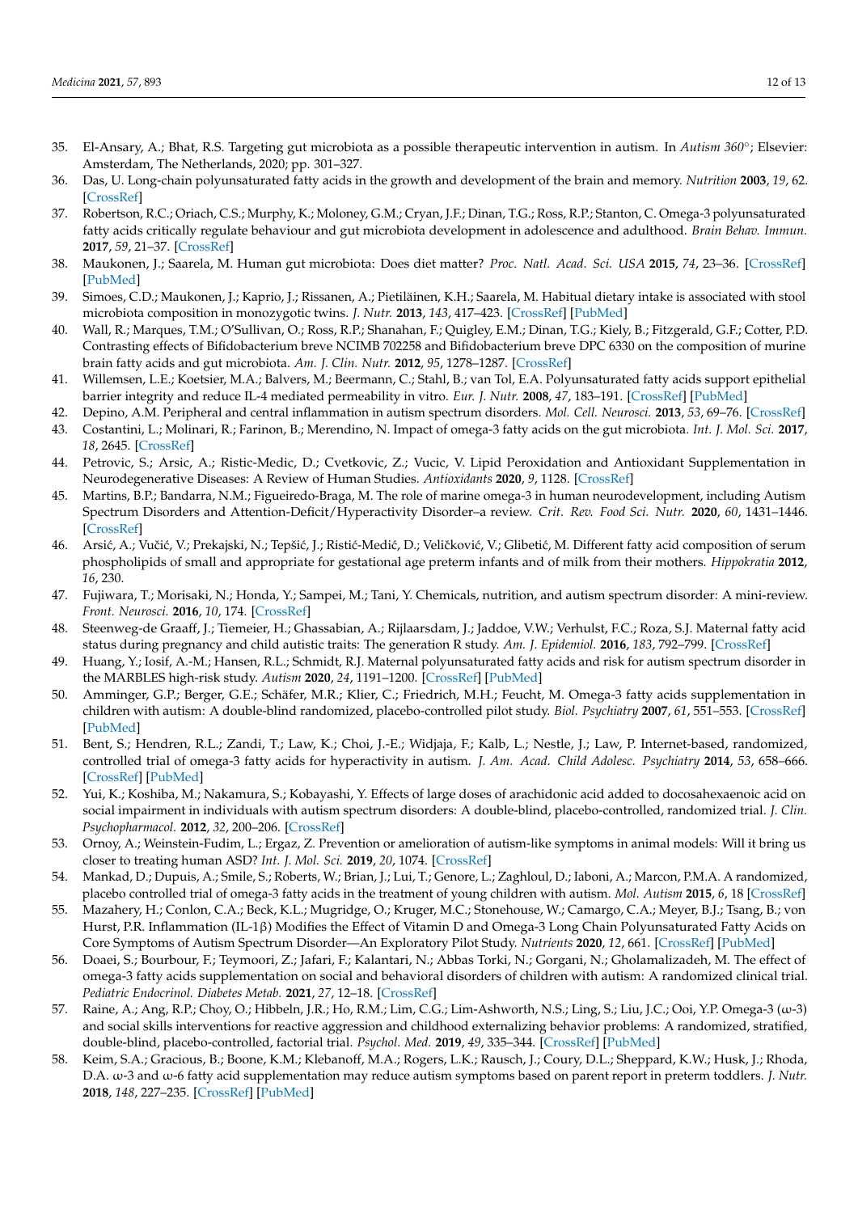35. El-Ansary, A.; Bhat, R.S. Targeting gut microbiota as a possible therapeutic intervention in autism. In *Autism 360°*; Elsevier: Amsterdam, The Netherlands, 2020; pp. 301–327.
36. Das, U. Long-chain polyunsaturated fatty acids in the growth and development of the brain and memory. *Nutrition* **2003**, *19*, 62. [CrossRef]
37. Robertson, R.C.; Oriach, C.S.; Murphy, K.; Moloney, G.M.; Cryan, J.F.; Dinan, T.G.; Ross, R.P.; Stanton, C. Omega-3 polyunsaturated fatty acids critically regulate behaviour and gut microbiota development in adolescence and adulthood. *Brain Behav. Immun.* **2017**, *59*, 21–37. [CrossRef]
38. Maukonen, J.; Saarela, M. Human gut microbiota: Does diet matter? *Proc. Natl. Acad. Sci. USA* **2015**, *74*, 23–36. [CrossRef] [PubMed]
39. Simoes, C.D.; Maukonen, J.; Kaprio, J.; Rissanen, A.; Pietiläinen, K.H.; Saarela, M. Habitual dietary intake is associated with stool microbiota composition in monozygotic twins. *J. Nutr.* **2013**, *143*, 417–423. [CrossRef] [PubMed]
40. Wall, R.; Marques, T.M.; O'Sullivan, O.; Ross, R.P.; Shanahan, F.; Quigley, E.M.; Dinan, T.G.; Kiely, B.; Fitzgerald, G.F.; Cotter, P.D. Contrasting effects of Bifidobacterium breve NCIMB 702258 and Bifidobacterium breve DPC 6330 on the composition of murine brain fatty acids and gut microbiota. *Am. J. Clin. Nutr.* **2012**, *95*, 1278–1287. [CrossRef]
41. Willemsen, L.E.; Koetsier, M.A.; Balvers, M.; Beermann, C.; Stahl, B.; van Tol, E.A. Polyunsaturated fatty acids support epithelial barrier integrity and reduce IL-4 mediated permeability in vitro. *Eur. J. Nutr.* **2008**, *47*, 183–191. [CrossRef] [PubMed]
42. Depino, A.M. Peripheral and central inflammation in autism spectrum disorders. *Mol. Cell. Neurosci.* **2013**, *53*, 69–76. [CrossRef]
43. Costantini, L.; Molinari, R.; Farinon, B.; Merendino, N. Impact of omega-3 fatty acids on the gut microbiota. *Int. J. Mol. Sci.* **2017**, *18*, 2645. [CrossRef]
44. Petrovic, S.; Arsic, A.; Ristic-Medic, D.; Cvetkovic, Z.; Vucic, V. Lipid Peroxidation and Antioxidant Supplementation in Neurodegenerative Diseases: A Review of Human Studies. *Antioxidants* **2020**, *9*, 1128. [CrossRef]
45. Martins, B.P.; Bandarra, N.M.; Figueiredo-Braga, M. The role of marine omega-3 in human neurodevelopment, including Autism Spectrum Disorders and Attention-Deficit/Hyperactivity Disorder–a review. *Crit. Rev. Food Sci. Nutr.* **2020**, *60*, 1431–1446. [CrossRef]
46. Arsić, A.; Vučić, V.; Prekajski, N.; Tepšić, J.; Ristić-Medić, D.; Veličković, V.; Glibetić, M. Different fatty acid composition of serum phospholipids of small and appropriate for gestational age preterm infants and of milk from their mothers. *Hippokratia* **2012**, *16*, 230.
47. Fujiwara, T.; Morisaki, N.; Honda, Y.; Sampei, M.; Tani, Y. Chemicals, nutrition, and autism spectrum disorder: A mini-review. *Front. Neurosci.* **2016**, *10*, 174. [CrossRef]
48. Steenweg-de Graaff, J.; Tiemeier, H.; Ghassabian, A.; Rijlaarsdam, J.; Jaddoe, V.W.; Verhulst, F.C.; Roza, S.J. Maternal fatty acid status during pregnancy and child autistic traits: The generation R study. *Am. J. Epidemiol.* **2016**, *183*, 792–799. [CrossRef]
49. Huang, Y.; Iosif, A.-M.; Hansen, R.L.; Schmidt, R.J. Maternal polyunsaturated fatty acids and risk for autism spectrum disorder in the MARBLES high-risk study. *Autism* **2020**, *24*, 1191–1200. [CrossRef] [PubMed]
50. Amminger, G.P.; Berger, G.E.; Schäfer, M.R.; Klier, C.; Friedrich, M.H.; Feucht, M. Omega-3 fatty acids supplementation in children with autism: A double-blind randomized, placebo-controlled pilot study. *Biol. Psychiatry* **2007**, *61*, 551–553. [CrossRef] [PubMed]
51. Bent, S.; Hendren, R.L.; Zandi, T.; Law, K.; Choi, J.-E.; Widjaja, F.; Kalb, L.; Nestle, J.; Law, P. Internet-based, randomized, controlled trial of omega-3 fatty acids for hyperactivity in autism. *J. Am. Acad. Child Adolesc. Psychiatry* **2014**, *53*, 658–666. [CrossRef] [PubMed]
52. Yui, K.; Koshiba, M.; Nakamura, S.; Kobayashi, Y. Effects of large doses of arachidonic acid added to docosahexaenoic acid on social impairment in individuals with autism spectrum disorders: A double-blind, placebo-controlled, randomized trial. *J. Clin. Psychopharmacol.* **2012**, *32*, 200–206. [CrossRef]
53. Ornoy, A.; Weinstein-Fudim, L.; Ergaz, Z. Prevention or amelioration of autism-like symptoms in animal models: Will it bring us closer to treating human ASD? *Int. J. Mol. Sci.* **2019**, *20*, 1074. [CrossRef]
54. Mankad, D.; Dupuis, A.; Smile, S.; Roberts, W.; Brian, J.; Lui, T.; Genore, L.; Zaghloul, D.; Iaboni, A.; Marcon, P.M.A. A randomized, placebo controlled trial of omega-3 fatty acids in the treatment of young children with autism. *Mol. Autism* **2015**, *6*, 18 [CrossRef]
55. Mazahery, H.; Conlon, C.A.; Beck, K.L.; Mugridge, O.; Kruger, M.C.; Stonehouse, W.; Camargo, C.A.; Meyer, B.J.; Tsang, B.; von Hurst, P.R. Inflammation (IL-1β) Modifies the Effect of Vitamin D and Omega-3 Long Chain Polyunsaturated Fatty Acids on Core Symptoms of Autism Spectrum Disorder—An Exploratory Pilot Study. *Nutrients* **2020**, *12*, 661. [CrossRef] [PubMed]
56. Doaei, S.; Bourbour, F.; Teymoori, Z.; Jafari, F.; Kalantari, N.; Abbas Torki, N.; Gorgani, N.; Gholamalizadeh, M. The effect of omega-3 fatty acids supplementation on social and behavioral disorders of children with autism: A randomized clinical trial. *Pediatric Endocrinol. Diabetes Metab.* **2021**, *27*, 12–18. [CrossRef]
57. Raine, A.; Ang, R.P.; Choy, O.; Hibbeln, J.R.; Ho, R.M.; Lim, C.G.; Lim-Ashworth, N.S.; Ling, S.; Liu, J.C.; Ooi, Y.P. Omega-3 (ω-3) and social skills interventions for reactive aggression and childhood externalizing behavior problems: A randomized, stratified, double-blind, placebo-controlled, factorial trial. *Psychol. Med.* **2019**, *49*, 335–344. [CrossRef] [PubMed]
58. Keim, S.A.; Gracious, B.; Boone, K.M.; Klebanoff, M.A.; Rogers, L.K.; Rausch, J.; Coury, D.L.; Sheppard, K.W.; Husk, J.; Rhoda, D.A. ω-3 and ω-6 fatty acid supplementation may reduce autism symptoms based on parent report in preterm toddlers. *J. Nutr.* **2018**, *148*, 227–235. [CrossRef] [PubMed]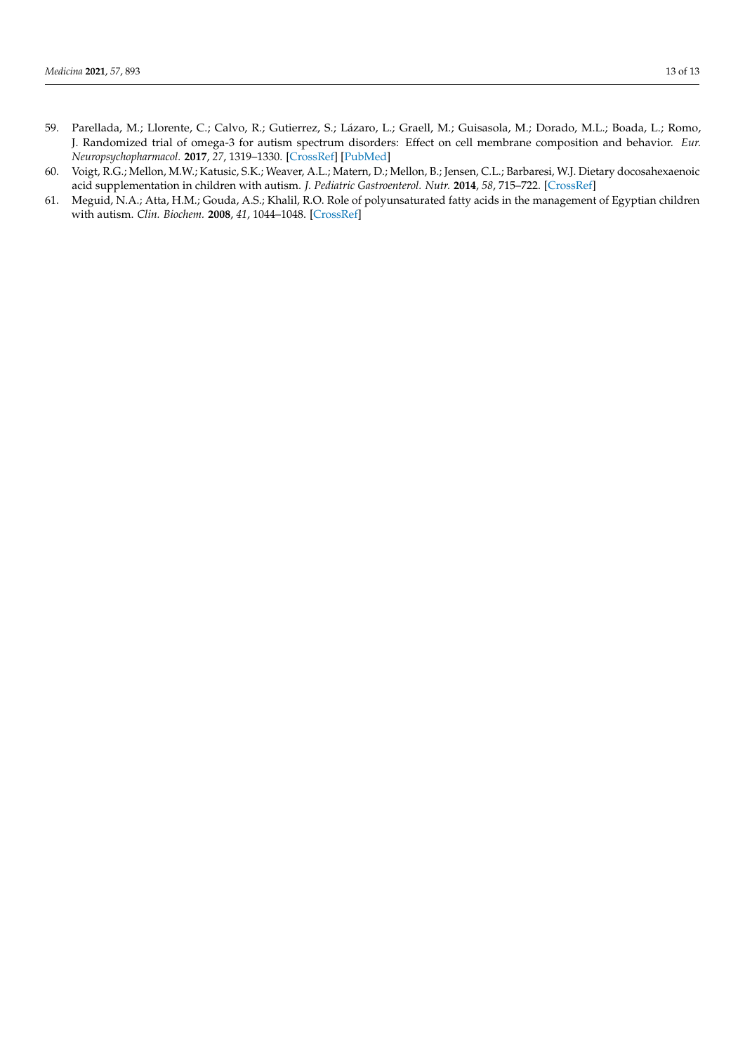59. Parellada, M.; Llorente, C.; Calvo, R.; Gutierrez, S.; Lázaro, L.; Graell, M.; Guisasola, M.; Dorado, M.L.; Boada, L.; Romo, J. Randomized trial of omega-3 for autism spectrum disorders: Effect on cell membrane composition and behavior. *Eur. Neuropsychopharmacol.* **2017**, *27*, 1319–1330. [CrossRef] [PubMed]
60. Voigt, R.G.; Mellon, M.W.; Katusic, S.K.; Weaver, A.L.; Matern, D.; Mellon, B.; Jensen, C.L.; Barbaresi, W.J. Dietary docosahexaenoic acid supplementation in children with autism. *J. Pediatric Gastroenterol. Nutr.* **2014**, *58*, 715–722. [CrossRef]
61. Meguid, N.A.; Atta, H.M.; Gouda, A.S.; Khalil, R.O. Role of polyunsaturated fatty acids in the management of Egyptian children with autism. *Clin. Biochem.* **2008**, *41*, 1044–1048. [CrossRef]